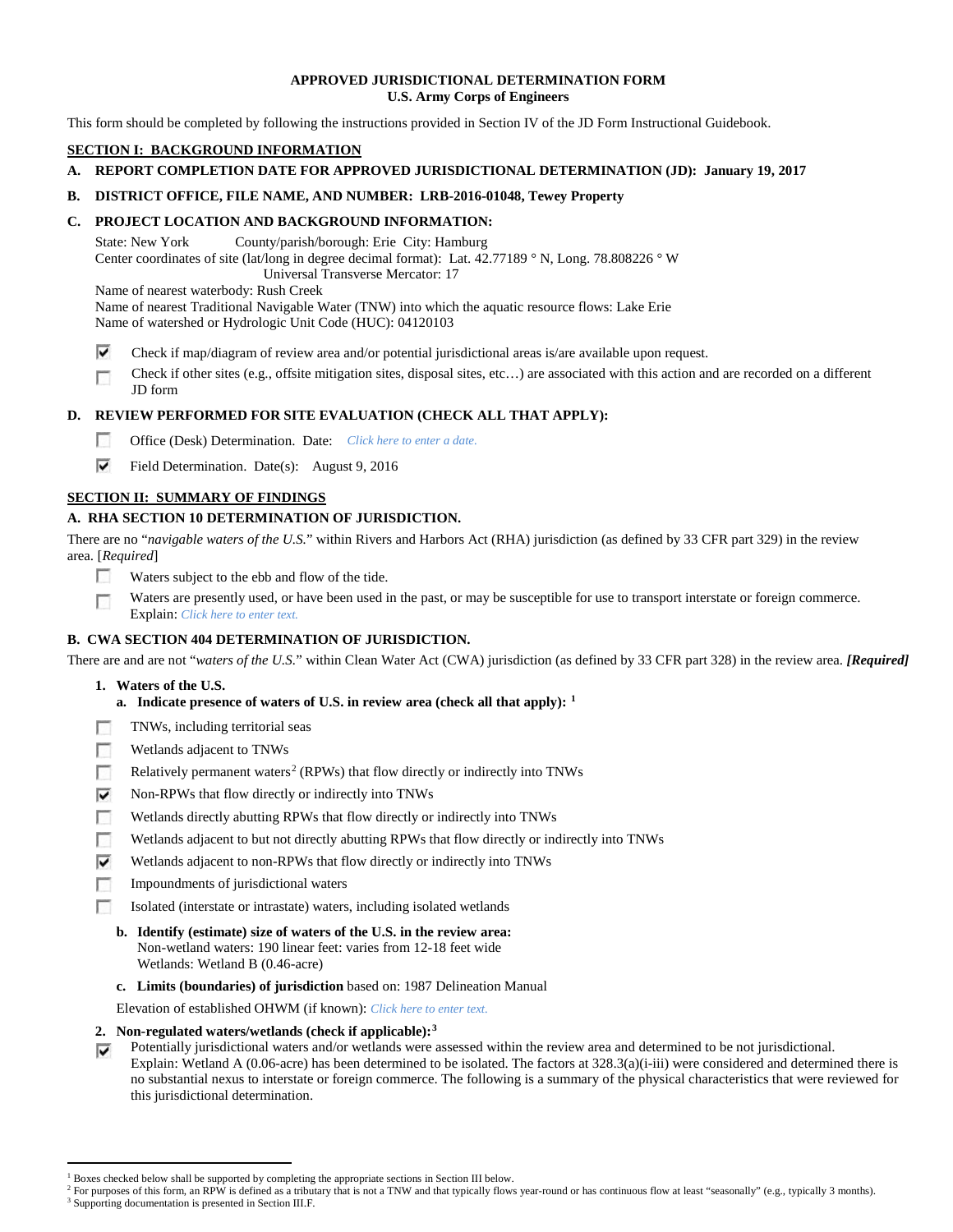# APPROVED JURISDICTIONAL DETERMINATION FORM
## U.S. Army Corps of Engineers

This form should be completed by following the instructions provided in Section IV of the JD Form Instructional Guidebook.

## SECTION I: BACKGROUND INFORMATION

**A. REPORT COMPLETION DATE FOR APPROVED JURISDICTIONAL DETERMINATION (JD): January 19, 2017**

**B. DISTRICT OFFICE, FILE NAME, AND NUMBER: LRB-2016-01048, Tewey Property**

**C. PROJECT LOCATION AND BACKGROUND INFORMATION:**

State: New York County/parish/borough: Erie City: Hamburg
Center coordinates of site (lat/long in degree decimal format): Lat. 42.77189 ° N, Long. 78.808226 ° W
Universal Transverse Mercator: 17
Name of nearest waterbody: Rush Creek
Name of nearest Traditional Navigable Water (TNW) into which the aquatic resource flows: Lake Erie
Name of watershed or Hydrologic Unit Code (HUC): 04120103

- [x] Check if map/diagram of review area and/or potential jurisdictional areas is/are available upon request.
- [ ] Check if other sites (e.g., offsite mitigation sites, disposal sites, etc…) are associated with this action and are recorded on a different JD form

**D. REVIEW PERFORMED FOR SITE EVALUATION (CHECK ALL THAT APPLY):**

- [ ] Office (Desk) Determination. Date: *Click here to enter a date.*
- [x] Field Determination. Date(s): August 9, 2016

## SECTION II: SUMMARY OF FINDINGS

**A. RHA SECTION 10 DETERMINATION OF JURISDICTION.**

There are no "*navigable waters of the U.S.*" within Rivers and Harbors Act (RHA) jurisdiction (as defined by 33 CFR part 329) in the review area. [*Required*]

- [ ] Waters subject to the ebb and flow of the tide.
- [ ] Waters are presently used, or have been used in the past, or may be susceptible for use to transport interstate or foreign commerce. Explain: *Click here to enter text.*

**B. CWA SECTION 404 DETERMINATION OF JURISDICTION.**

There are and are not "*waters of the U.S.*" within Clean Water Act (CWA) jurisdiction (as defined by 33 CFR part 328) in the review area. ***[Required]***

**1. Waters of the U.S.**

**a. Indicate presence of waters of U.S. in review area (check all that apply):** [1]

- [ ] TNWs, including territorial seas
- [ ] Wetlands adjacent to TNWs
- [ ] Relatively permanent waters[2] (RPWs) that flow directly or indirectly into TNWs
- [x] Non-RPWs that flow directly or indirectly into TNWs
- [ ] Wetlands directly abutting RPWs that flow directly or indirectly into TNWs
- [ ] Wetlands adjacent to but not directly abutting RPWs that flow directly or indirectly into TNWs
- [x] Wetlands adjacent to non-RPWs that flow directly or indirectly into TNWs
- [ ] Impoundments of jurisdictional waters
- [ ] Isolated (interstate or intrastate) waters, including isolated wetlands

**b. Identify (estimate) size of waters of the U.S. in the review area:**
Non-wetland waters: 190 linear feet: varies from 12-18 feet wide
Wetlands: Wetland B (0.46-acre)

**c. Limits (boundaries) of jurisdiction** based on: 1987 Delineation Manual

Elevation of established OHWM (if known): *Click here to enter text.*

**2. Non-regulated waters/wetlands (check if applicable):** [3]

- [x] Potentially jurisdictional waters and/or wetlands were assessed within the review area and determined to be not jurisdictional. Explain: Wetland A (0.06-acre) has been determined to be isolated. The factors at 328.3(a)(i-iii) were considered and determined there is no substantial nexus to interstate or foreign commerce. The following is a summary of the physical characteristics that were reviewed for this jurisdictional determination.

---

[1] Boxes checked below shall be supported by completing the appropriate sections in Section III below.
[2] For purposes of this form, an RPW is defined as a tributary that is not a TNW and that typically flows year-round or has continuous flow at least "seasonally" (e.g., typically 3 months).
[3] Supporting documentation is presented in Section III.F.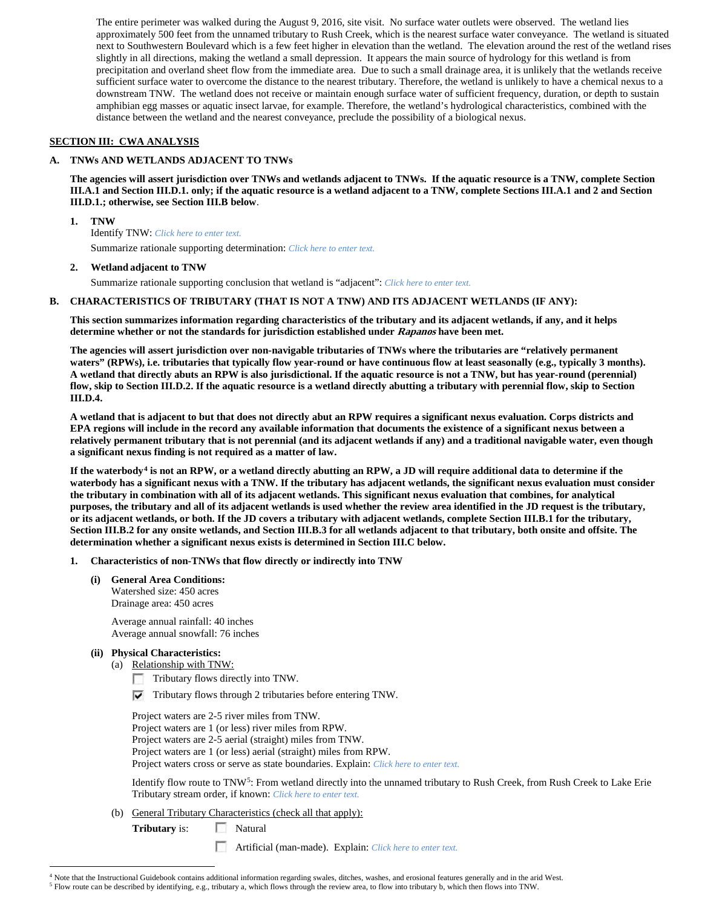The entire perimeter was walked during the August 9, 2016, site visit. No surface water outlets were observed. The wetland lies approximately 500 feet from the unnamed tributary to Rush Creek, which is the nearest surface water conveyance. The wetland is situated next to Southwestern Boulevard which is a few feet higher in elevation than the wetland. The elevation around the rest of the wetland rises slightly in all directions, making the wetland a small depression. It appears the main source of hydrology for this wetland is from precipitation and overland sheet flow from the immediate area. Due to such a small drainage area, it is unlikely that the wetlands receive sufficient surface water to overcome the distance to the nearest tributary. Therefore, the wetland is unlikely to have a chemical nexus to a downstream TNW. The wetland does not receive or maintain enough surface water of sufficient frequency, duration, or depth to sustain amphibian egg masses or aquatic insect larvae, for example. Therefore, the wetland's hydrological characteristics, combined with the distance between the wetland and the nearest conveyance, preclude the possibility of a biological nexus.

## SECTION III: CWA ANALYSIS

### A. TNWs AND WETLANDS ADJACENT TO TNWs

**The agencies will assert jurisdiction over TNWs and wetlands adjacent to TNWs. If the aquatic resource is a TNW, complete Section III.A.1 and Section III.D.1. only; if the aquatic resource is a wetland adjacent to a TNW, complete Sections III.A.1 and 2 and Section III.D.1.; otherwise, see Section III.B below.**

1. **TNW**
   Identify TNW: *Click here to enter text.*
   Summarize rationale supporting determination: *Click here to enter text.*

2. **Wetland adjacent to TNW**
   Summarize rationale supporting conclusion that wetland is "adjacent": *Click here to enter text.*

### B. CHARACTERISTICS OF TRIBUTARY (THAT IS NOT A TNW) AND ITS ADJACENT WETLANDS (IF ANY):

**This section summarizes information regarding characteristics of the tributary and its adjacent wetlands, if any, and it helps determine whether or not the standards for jurisdiction established under *Rapanos* have been met.**

**The agencies will assert jurisdiction over non-navigable tributaries of TNWs where the tributaries are "relatively permanent waters" (RPWs), i.e. tributaries that typically flow year-round or have continuous flow at least seasonally (e.g., typically 3 months). A wetland that directly abuts an RPW is also jurisdictional. If the aquatic resource is not a TNW, but has year-round (perennial) flow, skip to Section III.D.2. If the aquatic resource is a wetland directly abutting a tributary with perennial flow, skip to Section III.D.4.**

**A wetland that is adjacent to but that does not directly abut an RPW requires a significant nexus evaluation. Corps districts and EPA regions will include in the record any available information that documents the existence of a significant nexus between a relatively permanent tributary that is not perennial (and its adjacent wetlands if any) and a traditional navigable water, even though a significant nexus finding is not required as a matter of law.**

**If the waterbody[4] is not an RPW, or a wetland directly abutting an RPW, a JD will require additional data to determine if the waterbody has a significant nexus with a TNW. If the tributary has adjacent wetlands, the significant nexus evaluation must consider the tributary in combination with all of its adjacent wetlands. This significant nexus evaluation that combines, for analytical purposes, the tributary and all of its adjacent wetlands is used whether the review area identified in the JD request is the tributary, or its adjacent wetlands, or both. If the JD covers a tributary with adjacent wetlands, complete Section III.B.1 for the tributary, Section III.B.2 for any onsite wetlands, and Section III.B.3 for all wetlands adjacent to that tributary, both onsite and offsite. The determination whether a significant nexus exists is determined in Section III.C below.**

1. **Characteristics of non-TNWs that flow directly or indirectly into TNW**

   **(i) General Area Conditions:**
   Watershed size: 450 acres
   Drainage area: 450 acres

   Average annual rainfall: 40 inches
   Average annual snowfall: 76 inches

   **(ii) Physical Characteristics:**
   (a) Relationship with TNW:
   - ☐ Tributary flows directly into TNW.
   - ☑ Tributary flows through 2 tributaries before entering TNW.

   Project waters are 2-5 river miles from TNW.
   Project waters are 1 (or less) river miles from RPW.
   Project waters are 2-5 aerial (straight) miles from TNW.
   Project waters are 1 (or less) aerial (straight) miles from RPW.
   Project waters cross or serve as state boundaries. Explain: *Click here to enter text.*

   Identify flow route to TNW[5]: From wetland directly into the unnamed tributary to Rush Creek, from Rush Creek to Lake Erie
   Tributary stream order, if known: *Click here to enter text.*

   (b) General Tributary Characteristics (check all that apply):
   **Tributary** is: ☐ Natural
   ☐ Artificial (man-made). Explain: *Click here to enter text.*

---

[4] Note that the Instructional Guidebook contains additional information regarding swales, ditches, washes, and erosional features generally and in the arid West.
[5] Flow route can be described by identifying, e.g., tributary a, which flows through the review area, to flow into tributary b, which then flows into TNW.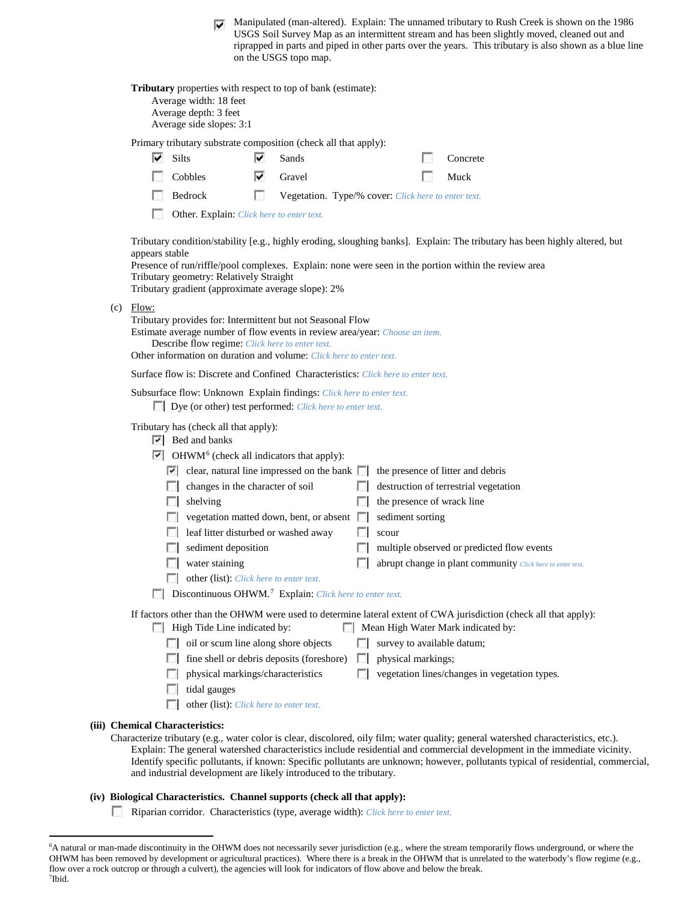- [x] Manipulated (man-altered). Explain: The unnamed tributary to Rush Creek is shown on the 1986 USGS Soil Survey Map as an intermittent stream and has been slightly moved, cleaned out and riprapped in parts and piped in other parts over the years. This tributary is also shown as a blue line on the USGS topo map.

**Tributary** properties with respect to top of bank (estimate):
Average width: 18 feet
Average depth: 3 feet
Average side slopes: 3:1

Primary tributary substrate composition (check all that apply):

- [x] Silts
- [x] Sands
- [ ] Concrete
- [ ] Cobbles
- [x] Gravel
- [ ] Muck
- [ ] Bedrock
- [ ] Vegetation. Type/% cover: *Click here to enter text.*
- [ ] Other. Explain: *Click here to enter text.*

Tributary condition/stability [e.g., highly eroding, sloughing banks]. Explain: The tributary has been highly altered, but appears stable
Presence of run/riffle/pool complexes. Explain: none were seen in the portion within the review area
Tributary geometry: Relatively Straight
Tributary gradient (approximate average slope): 2%

(c) Flow:
Tributary provides for: Intermittent but not Seasonal Flow
Estimate average number of flow events in review area/year: *Choose an item.*
Describe flow regime: *Click here to enter text.*
Other information on duration and volume: *Click here to enter text.*

Surface flow is: Discrete and Confined Characteristics: *Click here to enter text.*

Subsurface flow: Unknown Explain findings: *Click here to enter text.*
- [ ] Dye (or other) test performed: *Click here to enter text.*

Tributary has (check all that apply):
- [x] Bed and banks
- [x] OHWM[6] (check all indicators that apply):
  - [x] clear, natural line impressed on the bank
  - [ ] the presence of litter and debris
  - [ ] changes in the character of soil
  - [ ] destruction of terrestrial vegetation
  - [ ] shelving
  - [ ] the presence of wrack line
  - [ ] vegetation matted down, bent, or absent
  - [ ] sediment sorting
  - [ ] leaf litter disturbed or washed away
  - [ ] scour
  - [ ] sediment deposition
  - [ ] multiple observed or predicted flow events
  - [ ] water staining
  - [ ] abrupt change in plant community *Click here to enter text.*
  - [ ] other (list): *Click here to enter text.*
- [ ] Discontinuous OHWM.[7] Explain: *Click here to enter text.*

If factors other than the OHWM were used to determine lateral extent of CWA jurisdiction (check all that apply):
- [ ] High Tide Line indicated by:
  - [ ] oil or scum line along shore objects
  - [ ] fine shell or debris deposits (foreshore)
  - [ ] physical markings/characteristics
  - [ ] tidal gauges
  - [ ] other (list): *Click here to enter text.*
- [ ] Mean High Water Mark indicated by:
  - [ ] survey to available datum;
  - [ ] physical markings;
  - [ ] vegetation lines/changes in vegetation types.

**(iii) Chemical Characteristics:**
Characterize tributary (e.g., water color is clear, discolored, oily film; water quality; general watershed characteristics, etc.).
Explain: The general watershed characteristics include residential and commercial development in the immediate vicinity.
Identify specific pollutants, if known: Specific pollutants are unknown; however, pollutants typical of residential, commercial, and industrial development are likely introduced to the tributary.

**(iv) Biological Characteristics. Channel supports (check all that apply):**
- [ ] Riparian corridor. Characteristics (type, average width): *Click here to enter text.*

---

[6]A natural or man-made discontinuity in the OHWM does not necessarily sever jurisdiction (e.g., where the stream temporarily flows underground, or where the OHWM has been removed by development or agricultural practices). Where there is a break in the OHWM that is unrelated to the waterbody's flow regime (e.g., flow over a rock outcrop or through a culvert), the agencies will look for indicators of flow above and below the break.
[7]Ibid.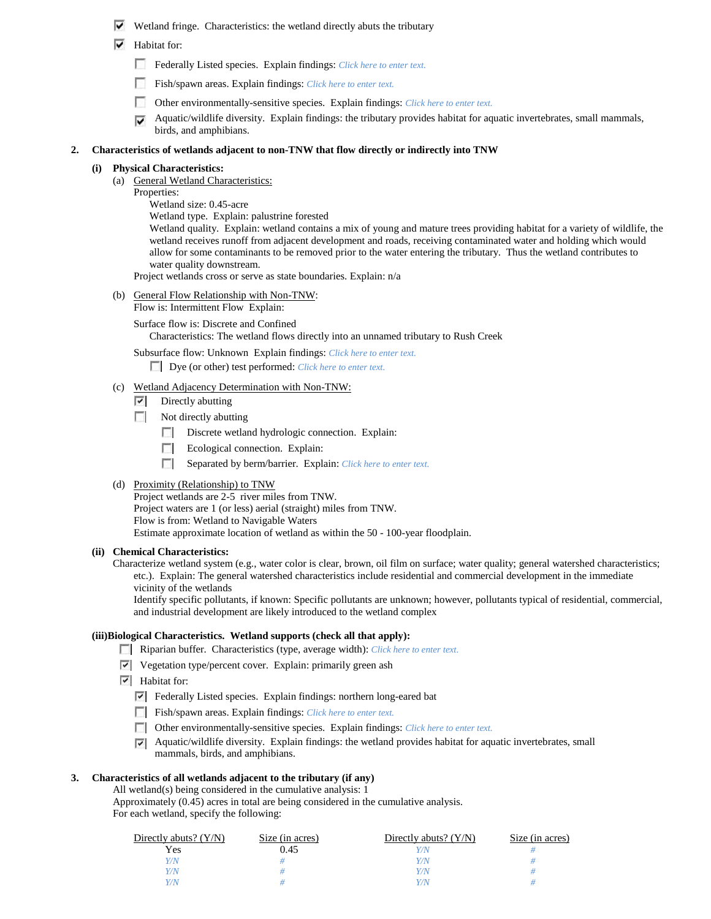- ☑ Wetland fringe. Characteristics: the wetland directly abuts the tributary
- ☑ Habitat for:
  - ☐ Federally Listed species. Explain findings: *Click here to enter text.*
  - ☐ Fish/spawn areas. Explain findings: *Click here to enter text.*
  - ☐ Other environmentally-sensitive species. Explain findings: *Click here to enter text.*
  - ☑ Aquatic/wildlife diversity. Explain findings: the tributary provides habitat for aquatic invertebrates, small mammals, birds, and amphibians.

**2. Characteristics of wetlands adjacent to non-TNW that flow directly or indirectly into TNW**

**(i) Physical Characteristics:**

(a) General Wetland Characteristics:

Properties:

Wetland size: 0.45-acre

Wetland type. Explain: palustrine forested

Wetland quality. Explain: wetland contains a mix of young and mature trees providing habitat for a variety of wildlife, the wetland receives runoff from adjacent development and roads, receiving contaminated water and holding which would allow for some contaminants to be removed prior to the water entering the tributary. Thus the wetland contributes to water quality downstream.

Project wetlands cross or serve as state boundaries. Explain: n/a

(b) General Flow Relationship with Non-TNW:

Flow is: Intermittent Flow Explain:

Surface flow is: Discrete and Confined

Characteristics: The wetland flows directly into an unnamed tributary to Rush Creek

Subsurface flow: Unknown Explain findings: *Click here to enter text.*

- ☐ Dye (or other) test performed: *Click here to enter text.*

(c) Wetland Adjacency Determination with Non-TNW:

- ☑ Directly abutting
- ☐ Not directly abutting
  - ☐ Discrete wetland hydrologic connection. Explain:
  - ☐ Ecological connection. Explain:
  - ☐ Separated by berm/barrier. Explain: *Click here to enter text.*

(d) Proximity (Relationship) to TNW

Project wetlands are 2-5 river miles from TNW.

Project waters are 1 (or less) aerial (straight) miles from TNW.

Flow is from: Wetland to Navigable Waters

Estimate approximate location of wetland as within the 50 - 100-year floodplain.

**(ii) Chemical Characteristics:**

Characterize wetland system (e.g., water color is clear, brown, oil film on surface; water quality; general watershed characteristics; etc.). Explain: The general watershed characteristics include residential and commercial development in the immediate vicinity of the wetlands

Identify specific pollutants, if known: Specific pollutants are unknown; however, pollutants typical of residential, commercial, and industrial development are likely introduced to the wetland complex

**(iii)Biological Characteristics. Wetland supports (check all that apply):**

- ☐ Riparian buffer. Characteristics (type, average width): *Click here to enter text.*
- ☑ Vegetation type/percent cover. Explain: primarily green ash
- ☑ Habitat for:
  - ☑ Federally Listed species. Explain findings: northern long-eared bat
  - ☐ Fish/spawn areas. Explain findings: *Click here to enter text.*
  - ☐ Other environmentally-sensitive species. Explain findings: *Click here to enter text.*
  - ☑ Aquatic/wildlife diversity. Explain findings: the wetland provides habitat for aquatic invertebrates, small mammals, birds, and amphibians.

**3. Characteristics of all wetlands adjacent to the tributary (if any)**

All wetland(s) being considered in the cumulative analysis: 1

Approximately (0.45) acres in total are being considered in the cumulative analysis.

For each wetland, specify the following:

| Directly abuts? (Y/N) | Size (in acres) | Directly abuts? (Y/N) | Size (in acres) |
|---|---|---|---|
| Yes | 0.45 | *Y/N* | *#* |
| *Y/N* | *#* | *Y/N* | *#* |
| *Y/N* | *#* | *Y/N* | *#* |
| *Y/N* | *#* | *Y/N* | *#* |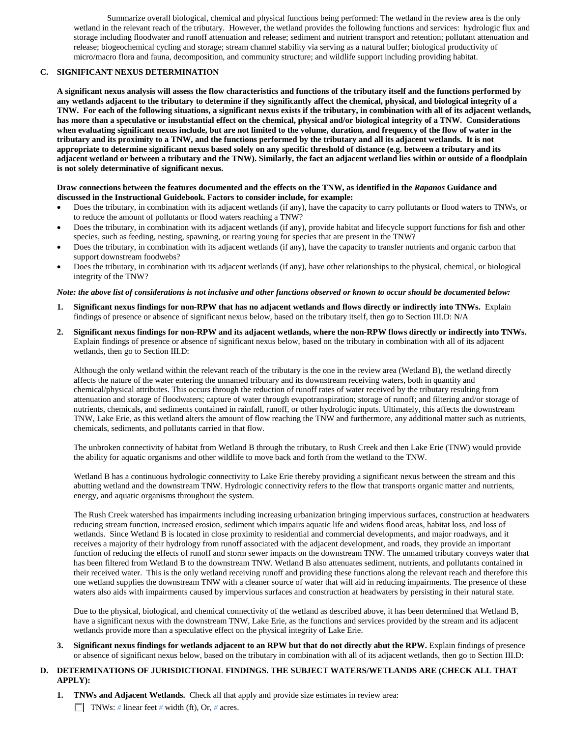Summarize overall biological, chemical and physical functions being performed: The wetland in the review area is the only wetland in the relevant reach of the tributary. However, the wetland provides the following functions and services: hydrologic flux and storage including floodwater and runoff attenuation and release; sediment and nutrient transport and retention; pollutant attenuation and release; biogeochemical cycling and storage; stream channel stability via serving as a natural buffer; biological productivity of micro/macro flora and fauna, decomposition, and community structure; and wildlife support including providing habitat.

## C. SIGNIFICANT NEXUS DETERMINATION

**A significant nexus analysis will assess the flow characteristics and functions of the tributary itself and the functions performed by any wetlands adjacent to the tributary to determine if they significantly affect the chemical, physical, and biological integrity of a TNW. For each of the following situations, a significant nexus exists if the tributary, in combination with all of its adjacent wetlands, has more than a speculative or insubstantial effect on the chemical, physical and/or biological integrity of a TNW. Considerations when evaluating significant nexus include, but are not limited to the volume, duration, and frequency of the flow of water in the tributary and its proximity to a TNW, and the functions performed by the tributary and all its adjacent wetlands. It is not appropriate to determine significant nexus based solely on any specific threshold of distance (e.g. between a tributary and its adjacent wetland or between a tributary and the TNW). Similarly, the fact an adjacent wetland lies within or outside of a floodplain is not solely determinative of significant nexus.**

**Draw connections between the features documented and the effects on the TNW, as identified in the *Rapanos* Guidance and discussed in the Instructional Guidebook. Factors to consider include, for example:**

- Does the tributary, in combination with its adjacent wetlands (if any), have the capacity to carry pollutants or flood waters to TNWs, or to reduce the amount of pollutants or flood waters reaching a TNW?
- Does the tributary, in combination with its adjacent wetlands (if any), provide habitat and lifecycle support functions for fish and other species, such as feeding, nesting, spawning, or rearing young for species that are present in the TNW?
- Does the tributary, in combination with its adjacent wetlands (if any), have the capacity to transfer nutrients and organic carbon that support downstream foodwebs?
- Does the tributary, in combination with its adjacent wetlands (if any), have other relationships to the physical, chemical, or biological integrity of the TNW?

***Note: the above list of considerations is not inclusive and other functions observed or known to occur should be documented below:***

1. **Significant nexus findings for non-RPW that has no adjacent wetlands and flows directly or indirectly into TNWs.** Explain findings of presence or absence of significant nexus below, based on the tributary itself, then go to Section III.D: N/A

2. **Significant nexus findings for non-RPW and its adjacent wetlands, where the non-RPW flows directly or indirectly into TNWs.** Explain findings of presence or absence of significant nexus below, based on the tributary in combination with all of its adjacent wetlands, then go to Section III.D:

   Although the only wetland within the relevant reach of the tributary is the one in the review area (Wetland B), the wetland directly affects the nature of the water entering the unnamed tributary and its downstream receiving waters, both in quantity and chemical/physical attributes. This occurs through the reduction of runoff rates of water received by the tributary resulting from attenuation and storage of floodwaters; capture of water through evapotranspiration; storage of runoff; and filtering and/or storage of nutrients, chemicals, and sediments contained in rainfall, runoff, or other hydrologic inputs. Ultimately, this affects the downstream TNW, Lake Erie, as this wetland alters the amount of flow reaching the TNW and furthermore, any additional matter such as nutrients, chemicals, sediments, and pollutants carried in that flow.

   The unbroken connectivity of habitat from Wetland B through the tributary, to Rush Creek and then Lake Erie (TNW) would provide the ability for aquatic organisms and other wildlife to move back and forth from the wetland to the TNW.

   Wetland B has a continuous hydrologic connectivity to Lake Erie thereby providing a significant nexus between the stream and this abutting wetland and the downstream TNW. Hydrologic connectivity refers to the flow that transports organic matter and nutrients, energy, and aquatic organisms throughout the system.

   The Rush Creek watershed has impairments including increasing urbanization bringing impervious surfaces, construction at headwaters reducing stream function, increased erosion, sediment which impairs aquatic life and widens flood areas, habitat loss, and loss of wetlands. Since Wetland B is located in close proximity to residential and commercial developments, and major roadways, and it receives a majority of their hydrology from runoff associated with the adjacent development, and roads, they provide an important function of reducing the effects of runoff and storm sewer impacts on the downstream TNW. The unnamed tributary conveys water that has been filtered from Wetland B to the downstream TNW. Wetland B also attenuates sediment, nutrients, and pollutants contained in their received water. This is the only wetland receiving runoff and providing these functions along the relevant reach and therefore this one wetland supplies the downstream TNW with a cleaner source of water that will aid in reducing impairments. The presence of these waters also aids with impairments caused by impervious surfaces and construction at headwaters by persisting in their natural state.

   Due to the physical, biological, and chemical connectivity of the wetland as described above, it has been determined that Wetland B, have a significant nexus with the downstream TNW, Lake Erie, as the functions and services provided by the stream and its adjacent wetlands provide more than a speculative effect on the physical integrity of Lake Erie.

3. **Significant nexus findings for wetlands adjacent to an RPW but that do not directly abut the RPW.** Explain findings of presence or absence of significant nexus below, based on the tributary in combination with all of its adjacent wetlands, then go to Section III.D:

## D. DETERMINATIONS OF JURISDICTIONAL FINDINGS. THE SUBJECT WATERS/WETLANDS ARE (CHECK ALL THAT APPLY):

1. **TNWs and Adjacent Wetlands.** Check all that apply and provide size estimates in review area:

   ☐ TNWs: # linear feet # width (ft), Or, # acres.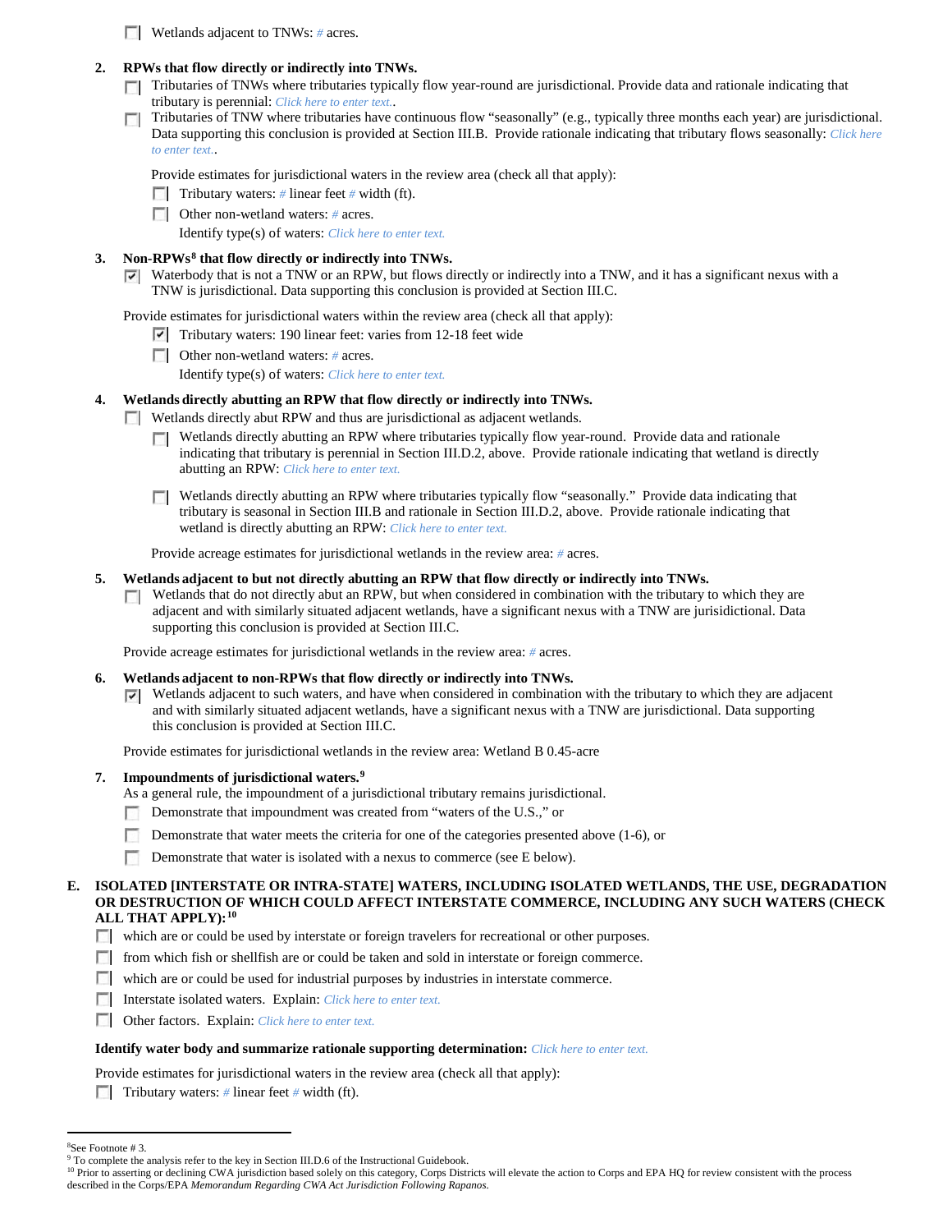- [ ] Wetlands adjacent to TNWs: # acres.

**2. RPWs that flow directly or indirectly into TNWs.**

- [ ] Tributaries of TNWs where tributaries typically flow year-round are jurisdictional. Provide data and rationale indicating that tributary is perennial: *Click here to enter text.*.
- [ ] Tributaries of TNW where tributaries have continuous flow "seasonally" (e.g., typically three months each year) are jurisdictional. Data supporting this conclusion is provided at Section III.B. Provide rationale indicating that tributary flows seasonally: *Click here to enter text.*.

Provide estimates for jurisdictional waters in the review area (check all that apply):

- [ ] Tributary waters: # linear feet # width (ft).
- [ ] Other non-wetland waters: # acres.

Identify type(s) of waters: *Click here to enter text.*

**3. Non-RPWs[8] that flow directly or indirectly into TNWs.**

- [x] Waterbody that is not a TNW or an RPW, but flows directly or indirectly into a TNW, and it has a significant nexus with a TNW is jurisdictional. Data supporting this conclusion is provided at Section III.C.

Provide estimates for jurisdictional waters within the review area (check all that apply):

- [x] Tributary waters: 190 linear feet: varies from 12-18 feet wide
- [ ] Other non-wetland waters: # acres.

Identify type(s) of waters: *Click here to enter text.*

**4. Wetlands directly abutting an RPW that flow directly or indirectly into TNWs.**

- [ ] Wetlands directly abut RPW and thus are jurisdictional as adjacent wetlands.
  - [ ] Wetlands directly abutting an RPW where tributaries typically flow year-round. Provide data and rationale indicating that tributary is perennial in Section III.D.2, above. Provide rationale indicating that wetland is directly abutting an RPW: *Click here to enter text.*
  - [ ] Wetlands directly abutting an RPW where tributaries typically flow "seasonally." Provide data indicating that tributary is seasonal in Section III.B and rationale in Section III.D.2, above. Provide rationale indicating that wetland is directly abutting an RPW: *Click here to enter text.*

Provide acreage estimates for jurisdictional wetlands in the review area: # acres.

**5. Wetlands adjacent to but not directly abutting an RPW that flow directly or indirectly into TNWs.**

- [ ] Wetlands that do not directly abut an RPW, but when considered in combination with the tributary to which they are adjacent and with similarly situated adjacent wetlands, have a significant nexus with a TNW are jurisidictional. Data supporting this conclusion is provided at Section III.C.

Provide acreage estimates for jurisdictional wetlands in the review area: # acres.

**6. Wetlands adjacent to non-RPWs that flow directly or indirectly into TNWs.**

- [x] Wetlands adjacent to such waters, and have when considered in combination with the tributary to which they are adjacent and with similarly situated adjacent wetlands, have a significant nexus with a TNW are jurisdictional. Data supporting this conclusion is provided at Section III.C.

Provide estimates for jurisdictional wetlands in the review area: Wetland B 0.45-acre

**7. Impoundments of jurisdictional waters.[9]**

As a general rule, the impoundment of a jurisdictional tributary remains jurisdictional.

- [ ] Demonstrate that impoundment was created from "waters of the U.S.," or
- [ ] Demonstrate that water meets the criteria for one of the categories presented above (1-6), or
- [ ] Demonstrate that water is isolated with a nexus to commerce (see E below).

**E. ISOLATED [INTERSTATE OR INTRA-STATE] WATERS, INCLUDING ISOLATED WETLANDS, THE USE, DEGRADATION OR DESTRUCTION OF WHICH COULD AFFECT INTERSTATE COMMERCE, INCLUDING ANY SUCH WATERS (CHECK ALL THAT APPLY):[10]**

- [ ] which are or could be used by interstate or foreign travelers for recreational or other purposes.
- [ ] from which fish or shellfish are or could be taken and sold in interstate or foreign commerce.
- [ ] which are or could be used for industrial purposes by industries in interstate commerce.
- [ ] Interstate isolated waters. Explain: *Click here to enter text.*
- [ ] Other factors. Explain: *Click here to enter text.*

**Identify water body and summarize rationale supporting determination:** *Click here to enter text.*

Provide estimates for jurisdictional waters in the review area (check all that apply):

- [ ] Tributary waters: # linear feet # width (ft).

---

[8] See Footnote # 3.

[9] To complete the analysis refer to the key in Section III.D.6 of the Instructional Guidebook.

[10] Prior to asserting or declining CWA jurisdiction based solely on this category, Corps Districts will elevate the action to Corps and EPA HQ for review consistent with the process described in the Corps/EPA *Memorandum Regarding CWA Act Jurisdiction Following Rapanos.*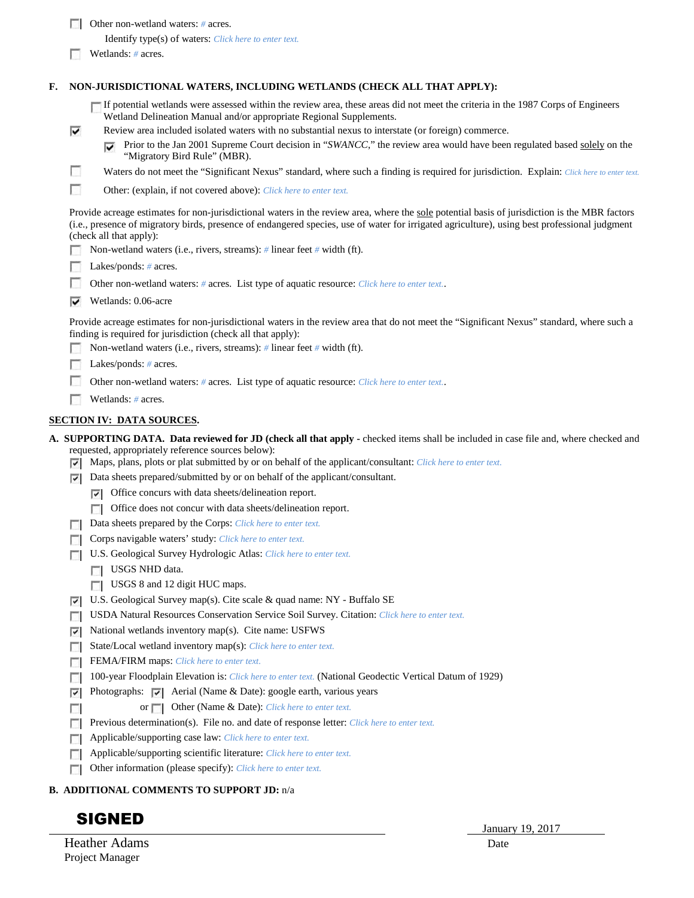- [ ] Other non-wetland waters: # acres.

  Identify type(s) of waters: Click here to enter text.
- [ ] Wetlands: # acres.

**F. NON-JURISDICTIONAL WATERS, INCLUDING WETLANDS (CHECK ALL THAT APPLY):**

- [ ] If potential wetlands were assessed within the review area, these areas did not meet the criteria in the 1987 Corps of Engineers Wetland Delineation Manual and/or appropriate Regional Supplements.
- [x] Review area included isolated waters with no substantial nexus to interstate (or foreign) commerce.
  - [x] Prior to the Jan 2001 Supreme Court decision in "*SWANCC*," the review area would have been regulated based solely on the "Migratory Bird Rule" (MBR).
- [ ] Waters do not meet the "Significant Nexus" standard, where such a finding is required for jurisdiction. Explain: Click here to enter text.
- [ ] Other: (explain, if not covered above): Click here to enter text.

Provide acreage estimates for non-jurisdictional waters in the review area, where the sole potential basis of jurisdiction is the MBR factors (i.e., presence of migratory birds, presence of endangered species, use of water for irrigated agriculture), using best professional judgment (check all that apply):

- [ ] Non-wetland waters (i.e., rivers, streams): # linear feet # width (ft).
- [ ] Lakes/ponds: # acres.
- [ ] Other non-wetland waters: # acres. List type of aquatic resource: Click here to enter text..
- [x] Wetlands: 0.06-acre

Provide acreage estimates for non-jurisdictional waters in the review area that do not meet the "Significant Nexus" standard, where such a finding is required for jurisdiction (check all that apply):

- [ ] Non-wetland waters (i.e., rivers, streams): # linear feet # width (ft).
- [ ] Lakes/ponds: # acres.
- [ ] Other non-wetland waters: # acres. List type of aquatic resource: Click here to enter text..
- [ ] Wetlands: # acres.

## SECTION IV: DATA SOURCES.

**A. SUPPORTING DATA. Data reviewed for JD (check all that apply** - checked items shall be included in case file and, where checked and requested, appropriately reference sources below):

- [x] Maps, plans, plots or plat submitted by or on behalf of the applicant/consultant: Click here to enter text.
- [x] Data sheets prepared/submitted by or on behalf of the applicant/consultant.
  - [x] Office concurs with data sheets/delineation report.
  - [ ] Office does not concur with data sheets/delineation report.
- [ ] Data sheets prepared by the Corps: Click here to enter text.
- [ ] Corps navigable waters' study: Click here to enter text.
- [ ] U.S. Geological Survey Hydrologic Atlas: Click here to enter text.
  - [ ] USGS NHD data.
  - [ ] USGS 8 and 12 digit HUC maps.
- [x] U.S. Geological Survey map(s). Cite scale & quad name: NY - Buffalo SE
- [ ] USDA Natural Resources Conservation Service Soil Survey. Citation: Click here to enter text.
- [x] National wetlands inventory map(s). Cite name: USFWS
- [ ] State/Local wetland inventory map(s): Click here to enter text.
- [ ] FEMA/FIRM maps: Click here to enter text.
- [ ] 100-year Floodplain Elevation is: Click here to enter text. (National Geodectic Vertical Datum of 1929)
- [x] Photographs: [x] Aerial (Name & Date): google earth, various years
- [ ] or [ ] Other (Name & Date): Click here to enter text.
- [ ] Previous determination(s). File no. and date of response letter: Click here to enter text.
- [ ] Applicable/supporting case law: Click here to enter text.
- [ ] Applicable/supporting scientific literature: Click here to enter text.
- [ ] Other information (please specify): Click here to enter text.

**B. ADDITIONAL COMMENTS TO SUPPORT JD:** n/a

**SIGNED**

Heather Adams
Project Manager

January 19, 2017
Date